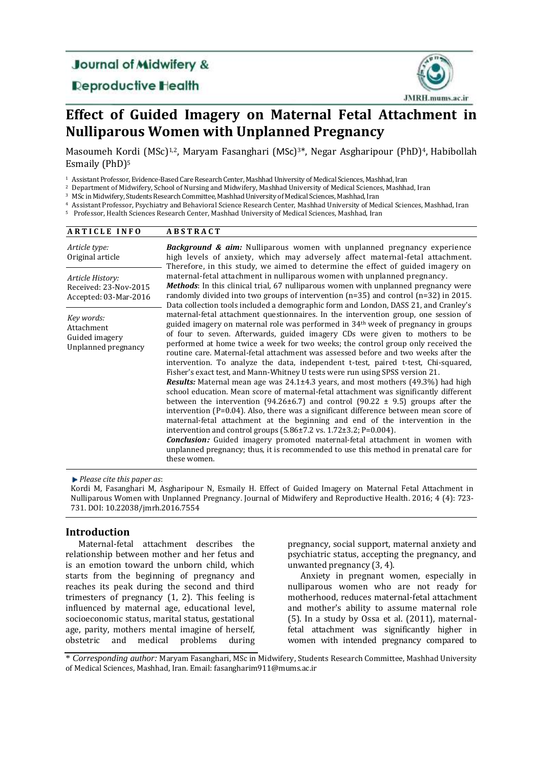Journal of Midwifery & Reproductive Health

JMRH.mums.ac.ir

# Effect of Guided Imagery on Maternal Fetal Attachment in Nulliparous Women with Unplanned Pregnancy

Masoumeh Kordi (MSc)[1,2], Maryam Fasanghari (MSc)[3]*, Negar Asgharipour (PhD)[4], Habibollah Esmaily (PhD)[5]

[1] Assistant Professor, Evidence-Based Care Research Center, Mashhad University of Medical Sciences, Mashhad, Iran
[2] Department of Midwifery, School of Nursing and Midwifery, Mashhad University of Medical Sciences, Mashhad, Iran
[3] MSc in Midwifery, Students Research Committee, Mashhad University of Medical Sciences, Mashhad, Iran
[4] Assistant Professor, Psychiatry and Behavioral Science Research Center, Mashhad University of Medical Sciences, Mashhad, Iran
[5] Professor, Health Sciences Research Center, Mashhad University of Medical Sciences, Mashhad, Iran

**ARTICLE INFO**

*Article type:*
Original article

*Article History:*
Received: 23-Nov-2015
Accepted: 03-Mar-2016

*Key words:*
Attachment
Guided imagery
Unplanned pregnancy

**ABSTRACT**

***Background & aim:*** Nulliparous women with unplanned pregnancy experience high levels of anxiety, which may adversely affect maternal-fetal attachment. Therefore, in this study, we aimed to determine the effect of guided imagery on maternal-fetal attachment in nulliparous women with unplanned pregnancy.

***Methods***: In this clinical trial, 67 nulliparous women with unplanned pregnancy were randomly divided into two groups of intervention (n=35) and control (n=32) in 2015. Data collection tools included a demographic form and London, DASS 21, and Cranley's maternal-fetal attachment questionnaires. In the intervention group, one session of guided imagery on maternal role was performed in 34th week of pregnancy in groups of four to seven. Afterwards, guided imagery CDs were given to mothers to be performed at home twice a week for two weeks; the control group only received the routine care. Maternal-fetal attachment was assessed before and two weeks after the intervention. To analyze the data, independent t-test, paired t-test, Chi-squared, Fisher's exact test, and Mann-Whitney U tests were run using SPSS version 21.

***Results:*** Maternal mean age was 24.1±4.3 years, and most mothers (49.3%) had high school education. Mean score of maternal-fetal attachment was significantly different between the intervention (94.26±6.7) and control (90.22 ± 9.5) groups after the intervention (P=0.04). Also, there was a significant difference between mean score of maternal-fetal attachment at the beginning and end of the intervention in the intervention and control groups (5.86±7.2 vs. 1.72±3.2; P=0.004).

***Conclusion:*** Guided imagery promoted maternal-fetal attachment in women with unplanned pregnancy; thus, it is recommended to use this method in prenatal care for these women.

*Please cite this paper as*:
Kordi M, Fasanghari M, Asgharipour N, Esmaily H. Effect of Guided Imagery on Maternal Fetal Attachment in Nulliparous Women with Unplanned Pregnancy. Journal of Midwifery and Reproductive Health. 2016; 4 (4): 723-731. DOI: 10.22038/jmrh.2016.7554

## Introduction

Maternal-fetal attachment describes the relationship between mother and her fetus and is an emotion toward the unborn child, which starts from the beginning of pregnancy and reaches its peak during the second and third trimesters of pregnancy (1, 2). This feeling is influenced by maternal age, educational level, socioeconomic status, marital status, gestational age, parity, mothers mental imagine of herself, obstetric and medical problems during pregnancy, social support, maternal anxiety and psychiatric status, accepting the pregnancy, and unwanted pregnancy (3, 4).

Anxiety in pregnant women, especially in nulliparous women who are not ready for motherhood, reduces maternal-fetal attachment and mother's ability to assume maternal role (5). In a study by Ossa et al. (2011), maternal-fetal attachment was significantly higher in women with intended pregnancy compared to

\* *Corresponding author:* Maryam Fasanghari, MSc in Midwifery, Students Research Committee, Mashhad University of Medical Sciences, Mashhad, Iran. Email: fasangharim911@mums.ac.ir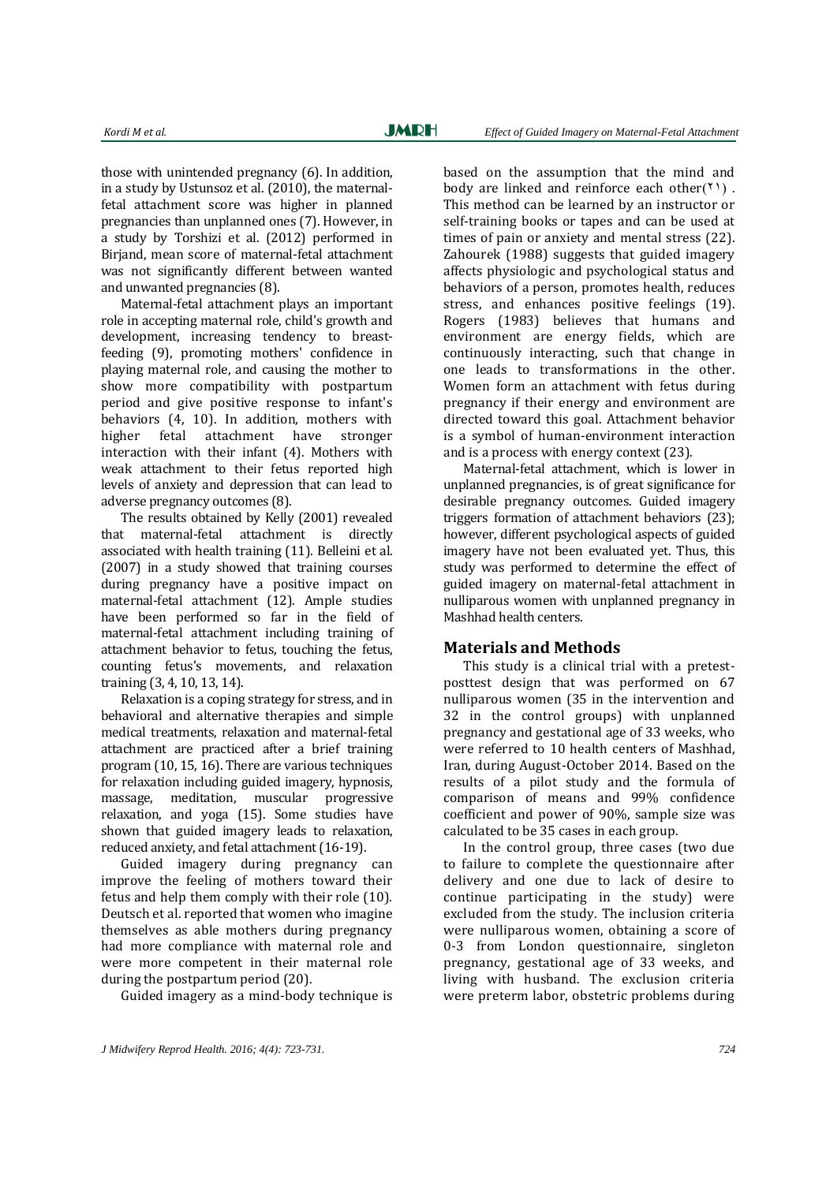those with unintended pregnancy (6). In addition, in a study by Ustunsoz et al. (2010), the maternal-fetal attachment score was higher in planned pregnancies than unplanned ones (7). However, in a study by Torshizi et al. (2012) performed in Birjand, mean score of maternal-fetal attachment was not significantly different between wanted and unwanted pregnancies (8).

Maternal-fetal attachment plays an important role in accepting maternal role, child's growth and development, increasing tendency to breast-feeding (9), promoting mothers' confidence in playing maternal role, and causing the mother to show more compatibility with postpartum period and give positive response to infant's behaviors (4, 10). In addition, mothers with higher fetal attachment have stronger interaction with their infant (4). Mothers with weak attachment to their fetus reported high levels of anxiety and depression that can lead to adverse pregnancy outcomes (8).

The results obtained by Kelly (2001) revealed that maternal-fetal attachment is directly associated with health training (11). Belleini et al. (2007) in a study showed that training courses during pregnancy have a positive impact on maternal-fetal attachment (12). Ample studies have been performed so far in the field of maternal-fetal attachment including training of attachment behavior to fetus, touching the fetus, counting fetus's movements, and relaxation training (3, 4, 10, 13, 14).

Relaxation is a coping strategy for stress, and in behavioral and alternative therapies and simple medical treatments, relaxation and maternal-fetal attachment are practiced after a brief training program (10, 15, 16). There are various techniques for relaxation including guided imagery, hypnosis, massage, meditation, muscular progressive relaxation, and yoga (15). Some studies have shown that guided imagery leads to relaxation, reduced anxiety, and fetal attachment (16-19).

Guided imagery during pregnancy can improve the feeling of mothers toward their fetus and help them comply with their role (10). Deutsch et al. reported that women who imagine themselves as able mothers during pregnancy had more compliance with maternal role and were more competent in their maternal role during the postpartum period (20).

Guided imagery as a mind-body technique is based on the assumption that the mind and body are linked and reinforce each other(٢١) . This method can be learned by an instructor or self-training books or tapes and can be used at times of pain or anxiety and mental stress (22). Zahourek (1988) suggests that guided imagery affects physiologic and psychological status and behaviors of a person, promotes health, reduces stress, and enhances positive feelings (19). Rogers (1983) believes that humans and environment are energy fields, which are continuously interacting, such that change in one leads to transformations in the other. Women form an attachment with fetus during pregnancy if their energy and environment are directed toward this goal. Attachment behavior is a symbol of human-environment interaction and is a process with energy context (23).

Maternal-fetal attachment, which is lower in unplanned pregnancies, is of great significance for desirable pregnancy outcomes. Guided imagery triggers formation of attachment behaviors (23); however, different psychological aspects of guided imagery have not been evaluated yet. Thus, this study was performed to determine the effect of guided imagery on maternal-fetal attachment in nulliparous women with unplanned pregnancy in Mashhad health centers.

## Materials and Methods

This study is a clinical trial with a pretest-posttest design that was performed on 67 nulliparous women (35 in the intervention and 32 in the control groups) with unplanned pregnancy and gestational age of 33 weeks, who were referred to 10 health centers of Mashhad, Iran, during August-October 2014. Based on the results of a pilot study and the formula of comparison of means and 99% confidence coefficient and power of 90%, sample size was calculated to be 35 cases in each group.

In the control group, three cases (two due to failure to complete the questionnaire after delivery and one due to lack of desire to continue participating in the study) were excluded from the study. The inclusion criteria were nulliparous women, obtaining a score of 0-3 from London questionnaire, singleton pregnancy, gestational age of 33 weeks, and living with husband. The exclusion criteria were preterm labor, obstetric problems during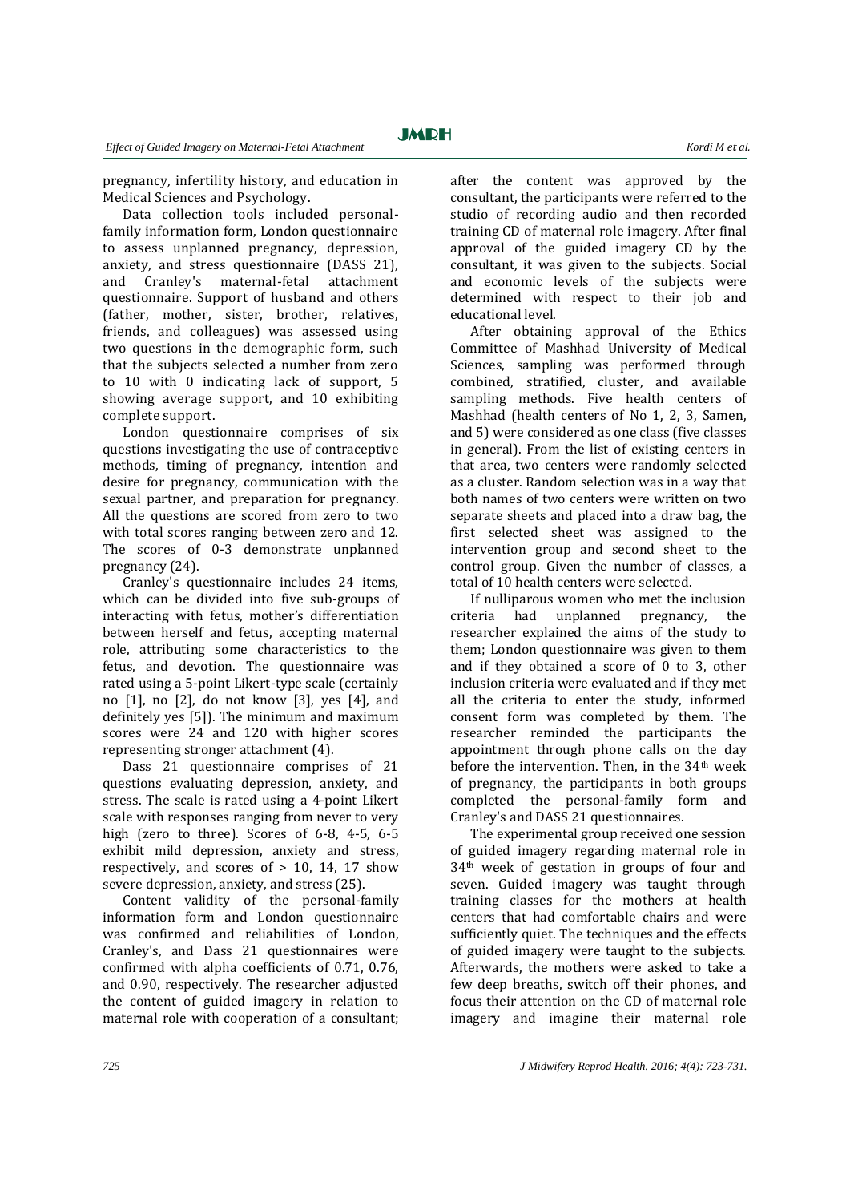pregnancy, infertility history, and education in Medical Sciences and Psychology.

Data collection tools included personal-family information form, London questionnaire to assess unplanned pregnancy, depression, anxiety, and stress questionnaire (DASS 21), and Cranley's maternal-fetal attachment questionnaire. Support of husband and others (father, mother, sister, brother, relatives, friends, and colleagues) was assessed using two questions in the demographic form, such that the subjects selected a number from zero to 10 with 0 indicating lack of support, 5 showing average support, and 10 exhibiting complete support.

London questionnaire comprises of six questions investigating the use of contraceptive methods, timing of pregnancy, intention and desire for pregnancy, communication with the sexual partner, and preparation for pregnancy. All the questions are scored from zero to two with total scores ranging between zero and 12. The scores of 0-3 demonstrate unplanned pregnancy (24).

Cranley's questionnaire includes 24 items, which can be divided into five sub-groups of interacting with fetus, mother's differentiation between herself and fetus, accepting maternal role, attributing some characteristics to the fetus, and devotion. The questionnaire was rated using a 5-point Likert-type scale (certainly no [1], no [2], do not know [3], yes [4], and definitely yes [5]). The minimum and maximum scores were 24 and 120 with higher scores representing stronger attachment (4).

Dass 21 questionnaire comprises of 21 questions evaluating depression, anxiety, and stress. The scale is rated using a 4-point Likert scale with responses ranging from never to very high (zero to three). Scores of 6-8, 4-5, 6-5 exhibit mild depression, anxiety and stress, respectively, and scores of > 10, 14, 17 show severe depression, anxiety, and stress (25).

Content validity of the personal-family information form and London questionnaire was confirmed and reliabilities of London, Cranley's, and Dass 21 questionnaires were confirmed with alpha coefficients of 0.71, 0.76, and 0.90, respectively. The researcher adjusted the content of guided imagery in relation to maternal role with cooperation of a consultant; after the content was approved by the consultant, the participants were referred to the studio of recording audio and then recorded training CD of maternal role imagery. After final approval of the guided imagery CD by the consultant, it was given to the subjects. Social and economic levels of the subjects were determined with respect to their job and educational level.

After obtaining approval of the Ethics Committee of Mashhad University of Medical Sciences, sampling was performed through combined, stratified, cluster, and available sampling methods. Five health centers of Mashhad (health centers of No 1, 2, 3, Samen, and 5) were considered as one class (five classes in general). From the list of existing centers in that area, two centers were randomly selected as a cluster. Random selection was in a way that both names of two centers were written on two separate sheets and placed into a draw bag, the first selected sheet was assigned to the intervention group and second sheet to the control group. Given the number of classes, a total of 10 health centers were selected.

If nulliparous women who met the inclusion criteria had unplanned pregnancy, the researcher explained the aims of the study to them; London questionnaire was given to them and if they obtained a score of 0 to 3, other inclusion criteria were evaluated and if they met all the criteria to enter the study, informed consent form was completed by them. The researcher reminded the participants the appointment through phone calls on the day before the intervention. Then, in the 34th week of pregnancy, the participants in both groups completed the personal-family form and Cranley's and DASS 21 questionnaires.

The experimental group received one session of guided imagery regarding maternal role in 34th week of gestation in groups of four and seven. Guided imagery was taught through training classes for the mothers at health centers that had comfortable chairs and were sufficiently quiet. The techniques and the effects of guided imagery were taught to the subjects. Afterwards, the mothers were asked to take a few deep breaths, switch off their phones, and focus their attention on the CD of maternal role imagery and imagine their maternal role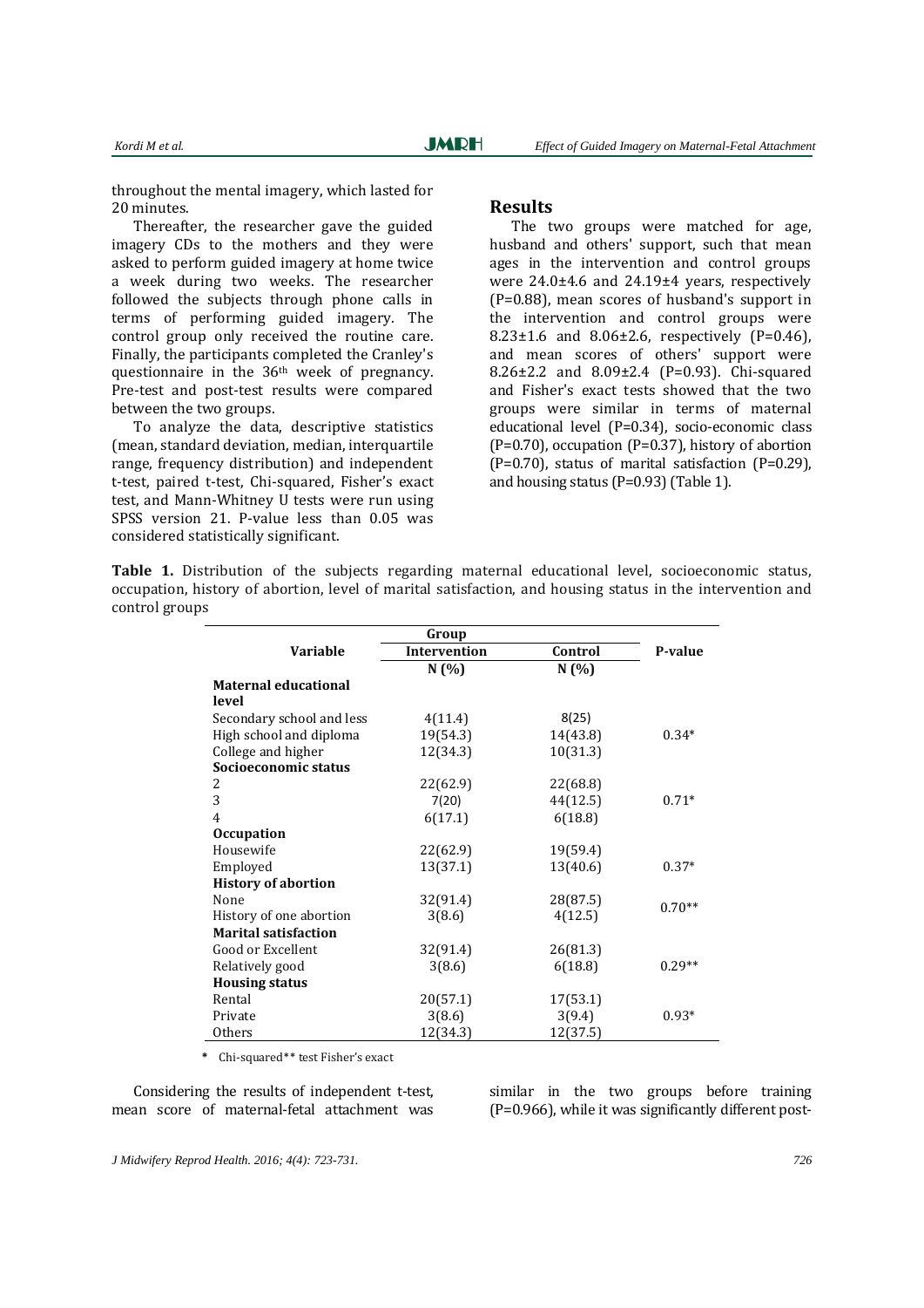throughout the mental imagery, which lasted for 20 minutes.

Thereafter, the researcher gave the guided imagery CDs to the mothers and they were asked to perform guided imagery at home twice a week during two weeks. The researcher followed the subjects through phone calls in terms of performing guided imagery. The control group only received the routine care. Finally, the participants completed the Cranley's questionnaire in the 36th week of pregnancy. Pre-test and post-test results were compared between the two groups.

To analyze the data, descriptive statistics (mean, standard deviation, median, interquartile range, frequency distribution) and independent t-test, paired t-test, Chi-squared, Fisher's exact test, and Mann-Whitney U tests were run using SPSS version 21. P-value less than 0.05 was considered statistically significant.

## Results

The two groups were matched for age, husband and others' support, such that mean ages in the intervention and control groups were 24.0±4.6 and 24.19±4 years, respectively (P=0.88), mean scores of husband's support in the intervention and control groups were 8.23±1.6 and 8.06±2.6, respectively (P=0.46), and mean scores of others' support were 8.26±2.2 and 8.09±2.4 (P=0.93). Chi-squared and Fisher's exact tests showed that the two groups were similar in terms of maternal educational level (P=0.34), socio-economic class (P=0.70), occupation (P=0.37), history of abortion (P=0.70), status of marital satisfaction (P=0.29), and housing status (P=0.93) (Table 1).

**Table 1.** Distribution of the subjects regarding maternal educational level, socioeconomic status, occupation, history of abortion, level of marital satisfaction, and housing status in the intervention and control groups

| Variable | Group | | P-value |
|---|---|---|---|
| | Intervention | Control | |
| | N (%) | N (%) | |
| **Maternal educational level** | | | |
| Secondary school and less | 4(11.4) | 8(25) | |
| High school and diploma | 19(54.3) | 14(43.8) | 0.34* |
| College and higher | 12(34.3) | 10(31.3) | |
| **Socioeconomic status** | | | |
| 2 | 22(62.9) | 22(68.8) | |
| 3 | 7(20) | 44(12.5) | 0.71* |
| 4 | 6(17.1) | 6(18.8) | |
| **Occupation** | | | |
| Housewife | 22(62.9) | 19(59.4) | |
| Employed | 13(37.1) | 13(40.6) | 0.37* |
| **History of abortion** | | | |
| None | 32(91.4) | 28(87.5) | 0.70** |
| History of one abortion | 3(8.6) | 4(12.5) | |
| **Marital satisfaction** | | | |
| Good or Excellent | 32(91.4) | 26(81.3) | |
| Relatively good | 3(8.6) | 6(18.8) | 0.29** |
| **Housing status** | | | |
| Rental | 20(57.1) | 17(53.1) | |
| Private | 3(8.6) | 3(9.4) | 0.93* |
| Others | 12(34.3) | 12(37.5) | |

* Chi-squared** test Fisher's exact

Considering the results of independent t-test, mean score of maternal-fetal attachment was similar in the two groups before training (P=0.966), while it was significantly different post-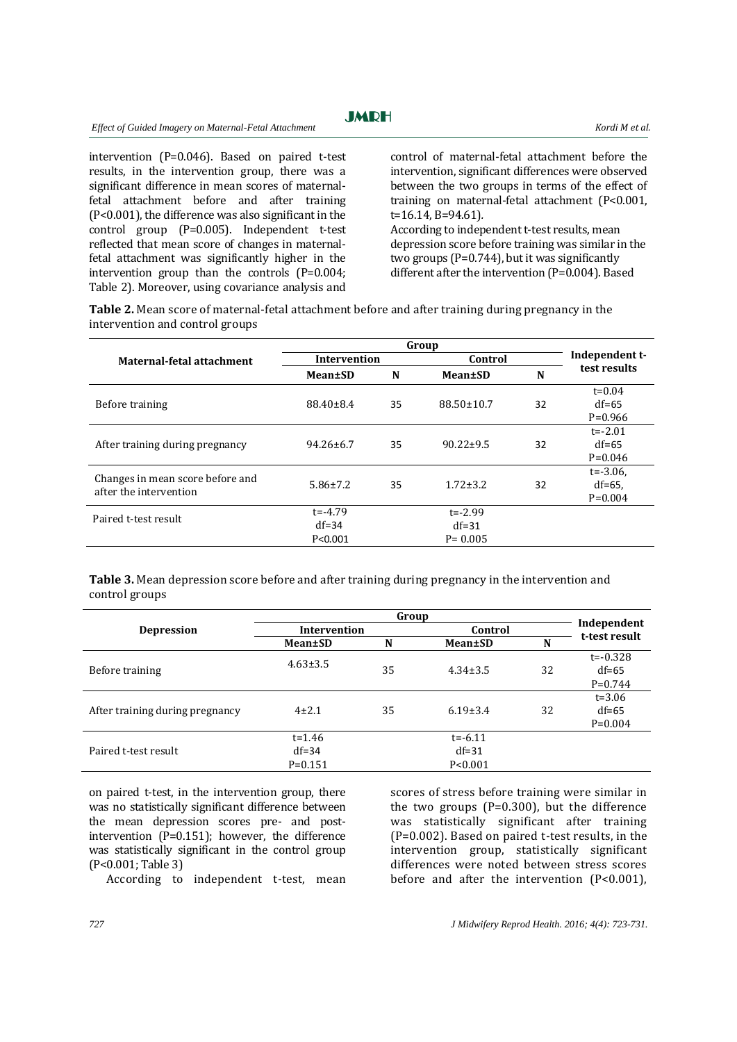intervention (P=0.046). Based on paired t-test results, in the intervention group, there was a significant difference in mean scores of maternal-fetal attachment before and after training (P<0.001), the difference was also significant in the control group (P=0.005). Independent t-test reflected that mean score of changes in maternal-fetal attachment was significantly higher in the intervention group than the controls (P=0.004; Table 2). Moreover, using covariance analysis and control of maternal-fetal attachment before the intervention, significant differences were observed between the two groups in terms of the effect of training on maternal-fetal attachment (P<0.001, t=16.14, B=94.61).

According to independent t-test results, mean depression score before training was similar in the two groups (P=0.744), but it was significantly different after the intervention (P=0.004). Based on paired t-test, in the intervention group, there was no statistically significant difference between the mean depression scores pre- and post-intervention (P=0.151); however, the difference was statistically significant in the control group (P<0.001; Table 3)

**Table 2.** Mean score of maternal-fetal attachment before and after training during pregnancy in the intervention and control groups

| Maternal-fetal attachment | Group | | | | Independent t-test results |
|---|---|---|---|---|---|
| | Intervention | | Control | | |
| | Mean±SD | N | Mean±SD | N | |
| Before training | 88.40±8.4 | 35 | 88.50±10.7 | 32 | t=0.04 df=65 P=0.966 |
| After training during pregnancy | 94.26±6.7 | 35 | 90.22±9.5 | 32 | t=-2.01 df=65 P=0.046 |
| Changes in mean score before and after the intervention | 5.86±7.2 | 35 | 1.72±3.2 | 32 | t=-3.06, df=65, P=0.004 |
| Paired t-test result | t=-4.79 df=34 P<0.001 | | t=-2.99 df=31 P= 0.005 | | |

**Table 3.** Mean depression score before and after training during pregnancy in the intervention and control groups

| Depression | Group | | | | Independent t-test result |
|---|---|---|---|---|---|
| | Intervention | | Control | | |
| | Mean±SD | N | Mean±SD | N | |
| Before training | 4.63±3.5 | 35 | 4.34±3.5 | 32 | t=-0.328 df=65 P=0.744 |
| After training during pregnancy | 4±2.1 | 35 | 6.19±3.4 | 32 | t=3.06 df=65 P=0.004 |
| Paired t-test result | t=1.46 df=34 P=0.151 | | t=-6.11 df=31 P<0.001 | | |

According to independent t-test, mean scores of stress before training were similar in the two groups (P=0.300), but the difference was statistically significant after training (P=0.002). Based on paired t-test results, in the intervention group, statistically significant differences were noted between stress scores before and after the intervention (P<0.001),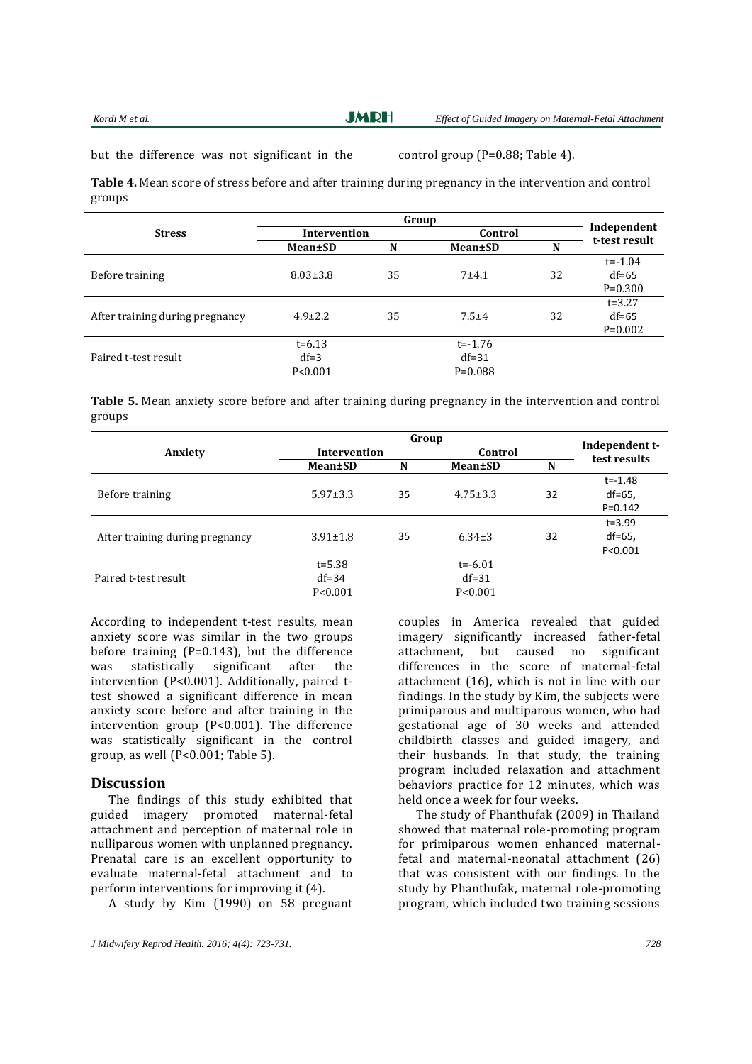but the difference was not significant in the control group (P=0.88; Table 4).

**Table 4.** Mean score of stress before and after training during pregnancy in the intervention and control groups

| Stress | Group | | | | Independent t-test result |
|---|---|---|---|---|---|
| | Intervention | | Control | | |
| | Mean±SD | N | Mean±SD | N | |
| Before training | 8.03±3.8 | 35 | 7±4.1 | 32 | t=-1.04 df=65 P=0.300 |
| After training during pregnancy | 4.9±2.2 | 35 | 7.5±4 | 32 | t=3.27 df=65 P=0.002 |
| Paired t-test result | t=6.13 df=3 P<0.001 | | t=-1.76 df=31 P=0.088 | | |

**Table 5.** Mean anxiety score before and after training during pregnancy in the intervention and control groups

| Anxiety | Group | | | | Independent t-test results |
|---|---|---|---|---|---|
| | Intervention | | Control | | |
| | Mean±SD | N | Mean±SD | N | |
| Before training | 5.97±3.3 | 35 | 4.75±3.3 | 32 | t=-1.48 df=65, P=0.142 |
| After training during pregnancy | 3.91±1.8 | 35 | 6.34±3 | 32 | t=3.99 df=65, P<0.001 |
| Paired t-test result | t=5.38 df=34 P<0.001 | | t=-6.01 df=31 P<0.001 | | |

According to independent t-test results, mean anxiety score was similar in the two groups before training (P=0.143), but the difference was statistically significant after the intervention (P<0.001). Additionally, paired t-test showed a significant difference in mean anxiety score before and after training in the intervention group (P<0.001). The difference was statistically significant in the control group, as well (P<0.001; Table 5).

## Discussion

The findings of this study exhibited that guided imagery promoted maternal-fetal attachment and perception of maternal role in nulliparous women with unplanned pregnancy. Prenatal care is an excellent opportunity to evaluate maternal-fetal attachment and to perform interventions for improving it (4).

A study by Kim (1990) on 58 pregnant couples in America revealed that guided imagery significantly increased father-fetal attachment, but caused no significant differences in the score of maternal-fetal attachment (16), which is not in line with our findings. In the study by Kim, the subjects were primiparous and multiparous women, who had gestational age of 30 weeks and attended childbirth classes and guided imagery, and their husbands. In that study, the training program included relaxation and attachment behaviors practice for 12 minutes, which was held once a week for four weeks.

The study of Phanthufak (2009) in Thailand showed that maternal role-promoting program for primiparous women enhanced maternal-fetal and maternal-neonatal attachment (26) that was consistent with our findings. In the study by Phanthufak, maternal role-promoting program, which included two training sessions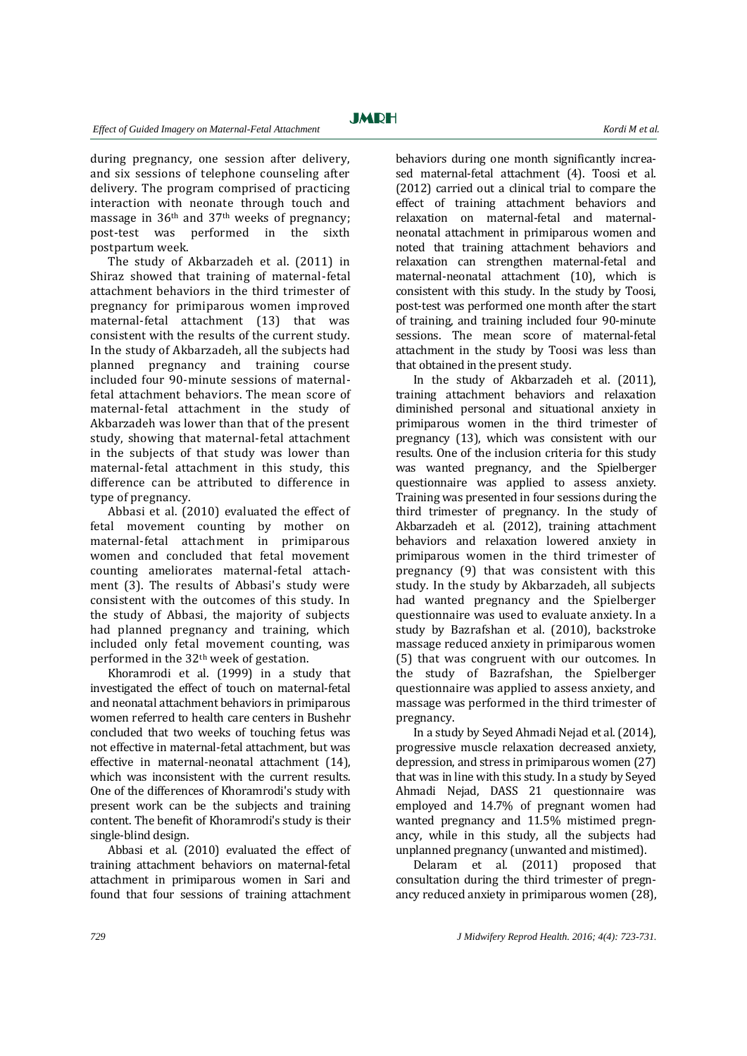during pregnancy, one session after delivery, and six sessions of telephone counseling after delivery. The program comprised of practicing interaction with neonate through touch and massage in 36th and 37th weeks of pregnancy; post-test was performed in the sixth postpartum week.

The study of Akbarzadeh et al. (2011) in Shiraz showed that training of maternal-fetal attachment behaviors in the third trimester of pregnancy for primiparous women improved maternal-fetal attachment (13) that was consistent with the results of the current study. In the study of Akbarzadeh, all the subjects had planned pregnancy and training course included four 90-minute sessions of maternal-fetal attachment behaviors. The mean score of maternal-fetal attachment in the study of Akbarzadeh was lower than that of the present study, showing that maternal-fetal attachment in the subjects of that study was lower than maternal-fetal attachment in this study, this difference can be attributed to difference in type of pregnancy.

Abbasi et al. (2010) evaluated the effect of fetal movement counting by mother on maternal-fetal attachment in primiparous women and concluded that fetal movement counting ameliorates maternal-fetal attachment (3). The results of Abbasi's study were consistent with the outcomes of this study. In the study of Abbasi, the majority of subjects had planned pregnancy and training, which included only fetal movement counting, was performed in the 32th week of gestation.

Khoramrodi et al. (1999) in a study that investigated the effect of touch on maternal-fetal and neonatal attachment behaviors in primiparous women referred to health care centers in Bushehr concluded that two weeks of touching fetus was not effective in maternal-fetal attachment, but was effective in maternal-neonatal attachment (14), which was inconsistent with the current results. One of the differences of Khoramrodi's study with present work can be the subjects and training content. The benefit of Khoramrodi's study is their single-blind design.

Abbasi et al. (2010) evaluated the effect of training attachment behaviors on maternal-fetal attachment in primiparous women in Sari and found that four sessions of training attachment behaviors during one month significantly increased maternal-fetal attachment (4). Toosi et al. (2012) carried out a clinical trial to compare the effect of training attachment behaviors and relaxation on maternal-fetal and maternal-neonatal attachment in primiparous women and noted that training attachment behaviors and relaxation can strengthen maternal-fetal and maternal-neonatal attachment (10), which is consistent with this study. In the study by Toosi, post-test was performed one month after the start of training, and training included four 90-minute sessions. The mean score of maternal-fetal attachment in the study by Toosi was less than that obtained in the present study.

In the study of Akbarzadeh et al. (2011), training attachment behaviors and relaxation diminished personal and situational anxiety in primiparous women in the third trimester of pregnancy (13), which was consistent with our results. One of the inclusion criteria for this study was wanted pregnancy, and the Spielberger questionnaire was applied to assess anxiety. Training was presented in four sessions during the third trimester of pregnancy. In the study of Akbarzadeh et al. (2012), training attachment behaviors and relaxation lowered anxiety in primiparous women in the third trimester of pregnancy (9) that was consistent with this study. In the study by Akbarzadeh, all subjects had wanted pregnancy and the Spielberger questionnaire was used to evaluate anxiety. In a study by Bazrafshan et al. (2010), backstroke massage reduced anxiety in primiparous women (5) that was congruent with our outcomes. In the study of Bazrafshan, the Spielberger questionnaire was applied to assess anxiety, and massage was performed in the third trimester of pregnancy.

In a study by Seyed Ahmadi Nejad et al. (2014), progressive muscle relaxation decreased anxiety, depression, and stress in primiparous women (27) that was in line with this study. In a study by Seyed Ahmadi Nejad, DASS 21 questionnaire was employed and 14.7% of pregnant women had wanted pregnancy and 11.5% mistimed pregnancy, while in this study, all the subjects had unplanned pregnancy (unwanted and mistimed).

Delaram et al. (2011) proposed that consultation during the third trimester of pregnancy reduced anxiety in primiparous women (28),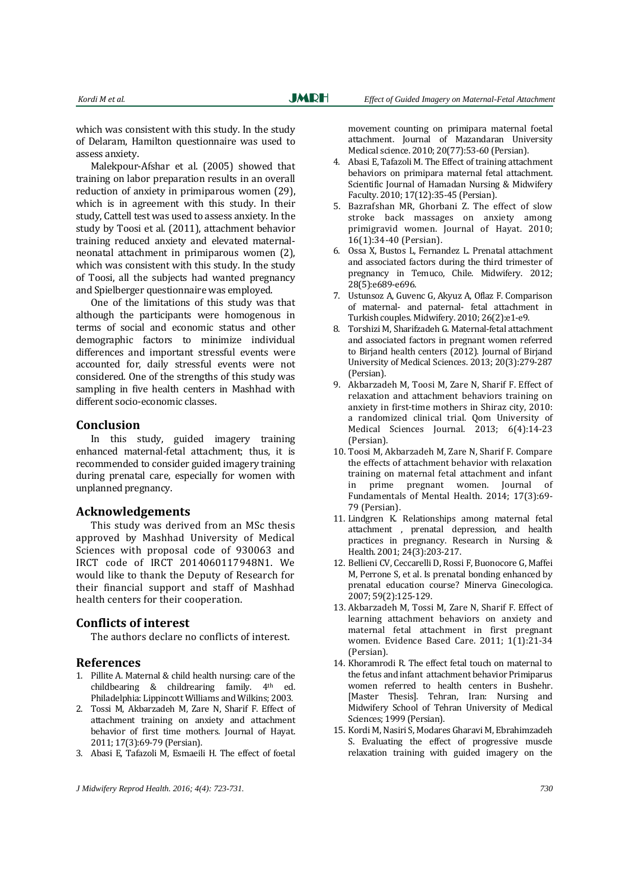which was consistent with this study. In the study of Delaram, Hamilton questionnaire was used to assess anxiety.

Malekpour-Afshar et al. (2005) showed that training on labor preparation results in an overall reduction of anxiety in primiparous women (29), which is in agreement with this study. In their study, Cattell test was used to assess anxiety. In the study by Toosi et al. (2011), attachment behavior training reduced anxiety and elevated maternal-neonatal attachment in primiparous women (2), which was consistent with this study. In the study of Toosi, all the subjects had wanted pregnancy and Spielberger questionnaire was employed.

One of the limitations of this study was that although the participants were homogenous in terms of social and economic status and other demographic factors to minimize individual differences and important stressful events were accounted for, daily stressful events were not considered. One of the strengths of this study was sampling in five health centers in Mashhad with different socio-economic classes.

## Conclusion

In this study, guided imagery training enhanced maternal-fetal attachment; thus, it is recommended to consider guided imagery training during prenatal care, especially for women with unplanned pregnancy.

## Acknowledgements

This study was derived from an MSc thesis approved by Mashhad University of Medical Sciences with proposal code of 930063 and IRCT code of IRCT 2014060117948N1. We would like to thank the Deputy of Research for their financial support and staff of Mashhad health centers for their cooperation.

## Conflicts of interest

The authors declare no conflicts of interest.

## References

1. Pillite A. Maternal & child health nursing: care of the childbearing & childrearing family. 4th ed. Philadelphia: Lippincott Williams and Wilkins; 2003.
2. Tossi M, Akbarzadeh M, Zare N, Sharif F. Effect of attachment training on anxiety and attachment behavior of first time mothers. Journal of Hayat. 2011; 17(3):69-79 (Persian).
3. Abasi E, Tafazoli M, Esmaeili H. The effect of foetal movement counting on primipara maternal foetal attachment. Journal of Mazandaran University Medical science. 2010; 20(77):53-60 (Persian).
4. Abasi E, Tafazoli M. The Effect of training attachment behaviors on primipara maternal fetal attachment. Scientific Journal of Hamadan Nursing & Midwifery Faculty. 2010; 17(12):35-45 (Persian).
5. Bazrafshan MR, Ghorbani Z. The effect of slow stroke back massages on anxiety among primigravid women. Journal of Hayat. 2010; 16(1):34-40 (Persian).
6. Ossa X, Bustos L, Fernandez L. Prenatal attachment and associated factors during the third trimester of pregnancy in Temuco, Chile. Midwifery. 2012; 28(5):e689-e696.
7. Ustunsoz A, Guvenc G, Akyuz A, Oflaz F. Comparison of maternal- and paternal- fetal attachment in Turkish couples. Midwifery. 2010; 26(2):e1-e9.
8. Torshizi M, Sharifzadeh G. Maternal-fetal attachment and associated factors in pregnant women referred to Birjand health centers (2012). Journal of Birjand University of Medical Sciences. 2013; 20(3):279-287 (Persian).
9. Akbarzadeh M, Toosi M, Zare N, Sharif F. Effect of relaxation and attachment behaviors training on anxiety in first-time mothers in Shiraz city, 2010: a randomized clinical trial. Qom University of Medical Sciences Journal. 2013; 6(4):14-23 (Persian).
10. Toosi M, Akbarzadeh M, Zare N, Sharif F. Compare the effects of attachment behavior with relaxation training on maternal fetal attachment and infant in prime pregnant women. Journal of Fundamentals of Mental Health. 2014; 17(3):69-79 (Persian).
11. Lindgren K. Relationships among maternal fetal attachment , prenatal depression, and health practices in pregnancy. Research in Nursing & Health. 2001; 24(3):203-217.
12. Bellieni CV, Ceccarelli D, Rossi F, Buonocore G, Maffei M, Perrone S, et al. Is prenatal bonding enhanced by prenatal education course? Minerva Ginecologica. 2007; 59(2):125-129.
13. Akbarzadeh M, Tossi M, Zare N, Sharif F. Effect of learning attachment behaviors on anxiety and maternal fetal attachment in first pregnant women. Evidence Based Care. 2011; 1(1):21-34 (Persian).
14. Khoramrodi R. The effect fetal touch on maternal to the fetus and infant attachment behavior Primiparus women referred to health centers in Bushehr. [Master Thesis]. Tehran, Iran: Nursing and Midwifery School of Tehran University of Medical Sciences; 1999 (Persian).
15. Kordi M, Nasiri S, Modares Gharavi M, Ebrahimzadeh S. Evaluating the effect of progressive muscle relaxation training with guided imagery on the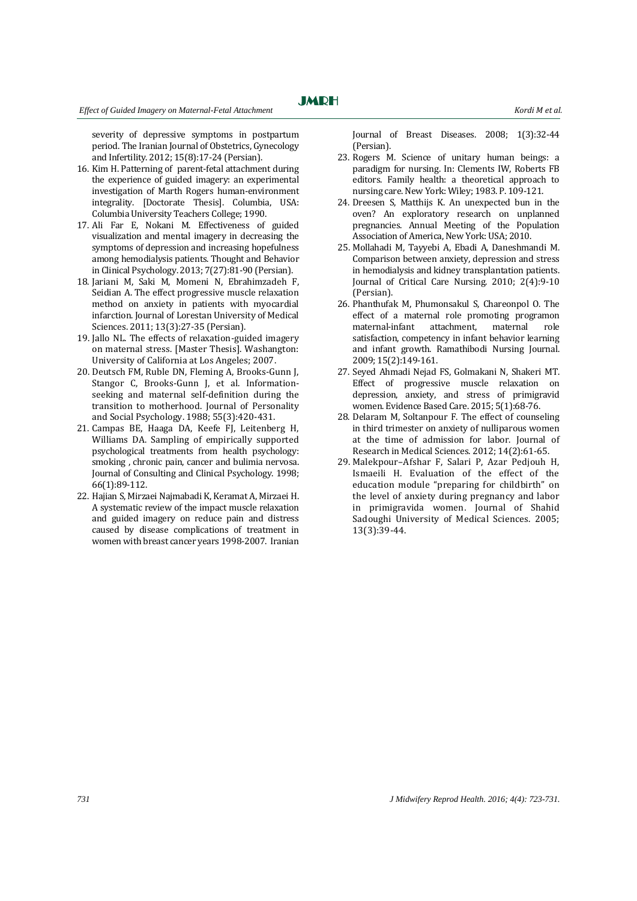severity of depressive symptoms in postpartum period. The Iranian Journal of Obstetrics, Gynecology and Infertility. 2012; 15(8):17-24 (Persian).

16. Kim H. Patterning of parent-fetal attachment during the experience of guided imagery: an experimental investigation of Marth Rogers human-environment integrality. [Doctorate Thesis]. Columbia, USA: Columbia University Teachers College; 1990.
17. Ali Far E, Nokani M. Effectiveness of guided visualization and mental imagery in decreasing the symptoms of depression and increasing hopefulness among hemodialysis patients. Thought and Behavior in Clinical Psychology. 2013; 7(27):81-90 (Persian).
18. Jariani M, Saki M, Momeni N, Ebrahimzadeh F, Seidian A. The effect progressive muscle relaxation method on anxiety in patients with myocardial infarction. Journal of Lorestan University of Medical Sciences. 2011; 13(3):27-35 (Persian).
19. Jallo NL. The effects of relaxation-guided imagery on maternal stress. [Master Thesis]. Washangton: University of California at Los Angeles; 2007.
20. Deutsch FM, Ruble DN, Fleming A, Brooks-Gunn J, Stangor C, Brooks-Gunn J, et al. Information-seeking and maternal self-definition during the transition to motherhood. Journal of Personality and Social Psychology. 1988; 55(3):420-431.
21. Campas BE, Haaga DA, Keefe FJ, Leitenberg H, Williams DA. Sampling of empirically supported psychological treatments from health psychology: smoking , chronic pain, cancer and bulimia nervosa. Journal of Consulting and Clinical Psychology. 1998; 66(1):89-112.
22. Hajian S, Mirzaei Najmabadi K, Keramat A, Mirzaei H. A systematic review of the impact muscle relaxation and guided imagery on reduce pain and distress caused by disease complications of treatment in women with breast cancer years 1998-2007. Iranian Journal of Breast Diseases. 2008; 1(3):32-44 (Persian).
23. Rogers M. Science of unitary human beings: a paradigm for nursing. In: Clements IW, Roberts FB editors. Family health: a theoretical approach to nursing care. New York: Wiley; 1983. P. 109-121.
24. Dreesen S, Matthijs K. An unexpected bun in the oven? An exploratory research on unplanned pregnancies. Annual Meeting of the Population Association of America, New York: USA; 2010.
25. Mollahadi M, Tayyebi A, Ebadi A, Daneshmandi M. Comparison between anxiety, depression and stress in hemodialysis and kidney transplantation patients. Journal of Critical Care Nursing. 2010; 2(4):9-10 (Persian).
26. Phanthufak M, Phumonsakul S, Chareonpol O. The effect of a maternal role promoting programon maternal-infant attachment, maternal role satisfaction, competency in infant behavior learning and infant growth. Ramathibodi Nursing Journal. 2009; 15(2):149-161.
27. Seyed Ahmadi Nejad FS, Golmakani N, Shakeri MT. Effect of progressive muscle relaxation on depression, anxiety, and stress of primigravid women. Evidence Based Care. 2015; 5(1):68-76.
28. Delaram M, Soltanpour F. The effect of counseling in third trimester on anxiety of nulliparous women at the time of admission for labor. Journal of Research in Medical Sciences. 2012; 14(2):61-65.
29. Malekpour–Afshar F, Salari P, Azar Pedjouh H, Ismaeili H. Evaluation of the effect of the education module "preparing for childbirth" on the level of anxiety during pregnancy and labor in primigravida women. Journal of Shahid Sadoughi University of Medical Sciences. 2005; 13(3):39-44.